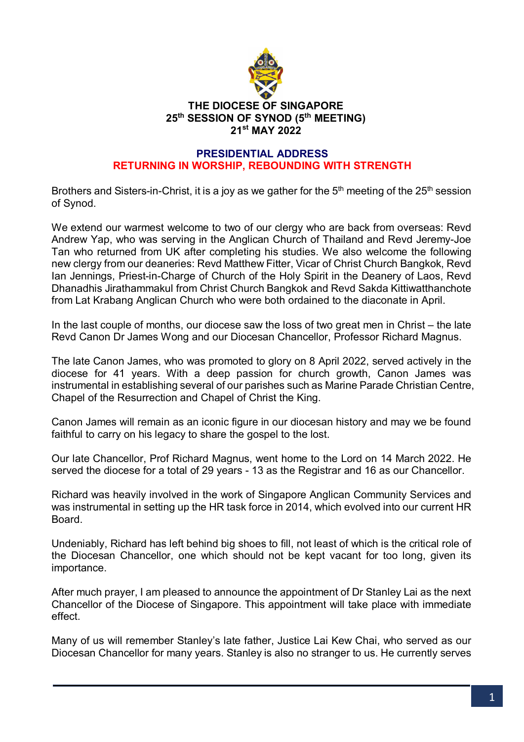# THE DIOCESE OF SINGAPORE
## 25th SESSION OF SYNOD (5th MEETING)
## 21st MAY 2022

## PRESIDENTIAL ADDRESS
## RETURNING IN WORSHIP, REBOUNDING WITH STRENGTH

Brothers and Sisters-in-Christ, it is a joy as we gather for the 5th meeting of the 25th session of Synod.

We extend our warmest welcome to two of our clergy who are back from overseas: Revd Andrew Yap, who was serving in the Anglican Church of Thailand and Revd Jeremy-Joe Tan who returned from UK after completing his studies. We also welcome the following new clergy from our deaneries: Revd Matthew Fitter, Vicar of Christ Church Bangkok, Revd Ian Jennings, Priest-in-Charge of Church of the Holy Spirit in the Deanery of Laos, Revd Dhanadhis Jirathammakul from Christ Church Bangkok and Revd Sakda Kittiwatthanchote from Lat Krabang Anglican Church who were both ordained to the diaconate in April.

In the last couple of months, our diocese saw the loss of two great men in Christ – the late Revd Canon Dr James Wong and our Diocesan Chancellor, Professor Richard Magnus.

The late Canon James, who was promoted to glory on 8 April 2022, served actively in the diocese for 41 years. With a deep passion for church growth, Canon James was instrumental in establishing several of our parishes such as Marine Parade Christian Centre, Chapel of the Resurrection and Chapel of Christ the King.

Canon James will remain as an iconic figure in our diocesan history and may we be found faithful to carry on his legacy to share the gospel to the lost.

Our late Chancellor, Prof Richard Magnus, went home to the Lord on 14 March 2022. He served the diocese for a total of 29 years - 13 as the Registrar and 16 as our Chancellor.

Richard was heavily involved in the work of Singapore Anglican Community Services and was instrumental in setting up the HR task force in 2014, which evolved into our current HR Board.

Undeniably, Richard has left behind big shoes to fill, not least of which is the critical role of the Diocesan Chancellor, one which should not be kept vacant for too long, given its importance.

After much prayer, I am pleased to announce the appointment of Dr Stanley Lai as the next Chancellor of the Diocese of Singapore. This appointment will take place with immediate effect.

Many of us will remember Stanley's late father, Justice Lai Kew Chai, who served as our Diocesan Chancellor for many years. Stanley is also no stranger to us. He currently serves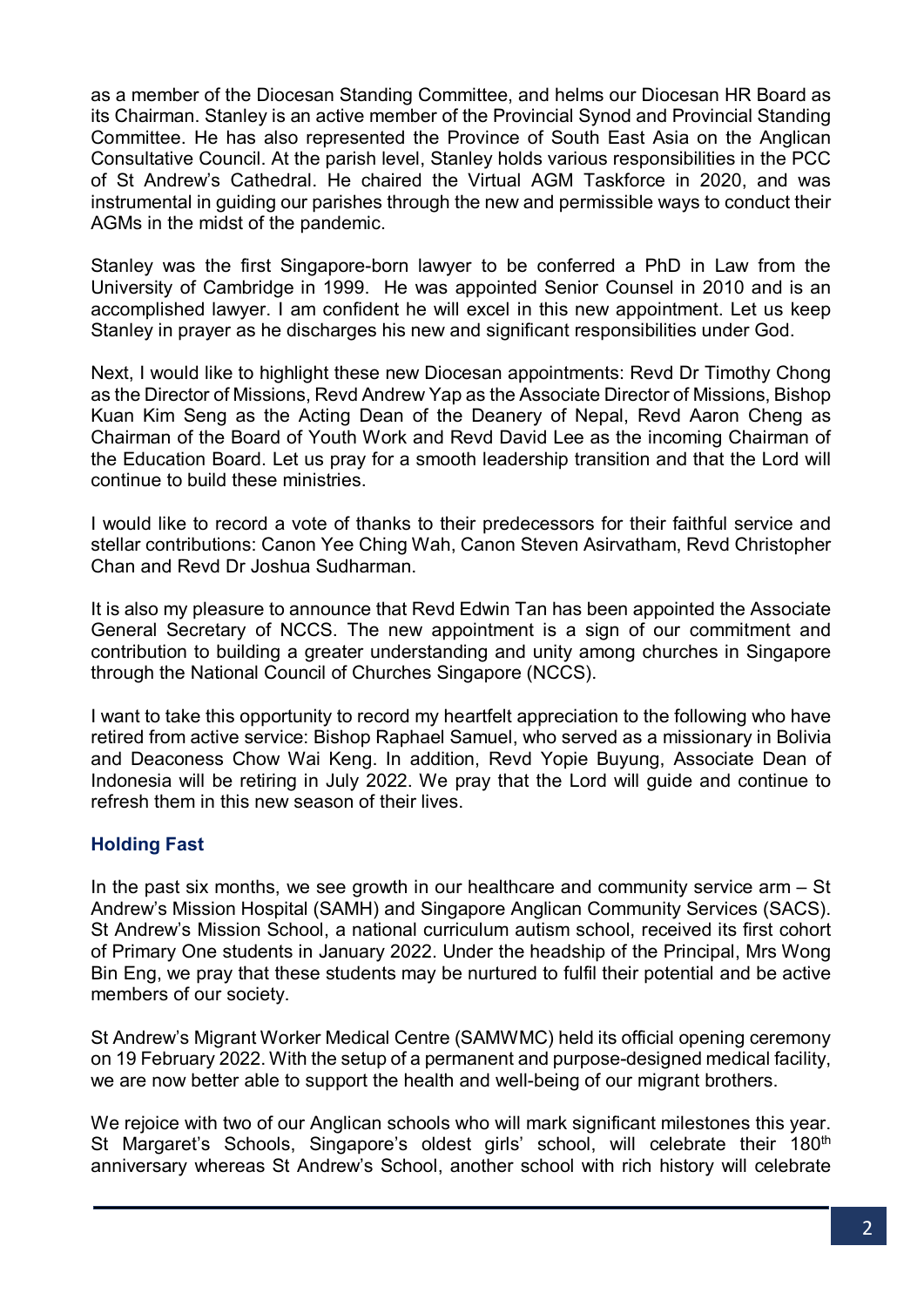as a member of the Diocesan Standing Committee, and helms our Diocesan HR Board as its Chairman. Stanley is an active member of the Provincial Synod and Provincial Standing Committee. He has also represented the Province of South East Asia on the Anglican Consultative Council. At the parish level, Stanley holds various responsibilities in the PCC of St Andrew's Cathedral. He chaired the Virtual AGM Taskforce in 2020, and was instrumental in guiding our parishes through the new and permissible ways to conduct their AGMs in the midst of the pandemic.

Stanley was the first Singapore-born lawyer to be conferred a PhD in Law from the University of Cambridge in 1999. He was appointed Senior Counsel in 2010 and is an accomplished lawyer. I am confident he will excel in this new appointment. Let us keep Stanley in prayer as he discharges his new and significant responsibilities under God.

Next, I would like to highlight these new Diocesan appointments: Revd Dr Timothy Chong as the Director of Missions, Revd Andrew Yap as the Associate Director of Missions, Bishop Kuan Kim Seng as the Acting Dean of the Deanery of Nepal, Revd Aaron Cheng as Chairman of the Board of Youth Work and Revd David Lee as the incoming Chairman of the Education Board. Let us pray for a smooth leadership transition and that the Lord will continue to build these ministries.

I would like to record a vote of thanks to their predecessors for their faithful service and stellar contributions: Canon Yee Ching Wah, Canon Steven Asirvatham, Revd Christopher Chan and Revd Dr Joshua Sudharman.

It is also my pleasure to announce that Revd Edwin Tan has been appointed the Associate General Secretary of NCCS. The new appointment is a sign of our commitment and contribution to building a greater understanding and unity among churches in Singapore through the National Council of Churches Singapore (NCCS).

I want to take this opportunity to record my heartfelt appreciation to the following who have retired from active service: Bishop Raphael Samuel, who served as a missionary in Bolivia and Deaconess Chow Wai Keng. In addition, Revd Yopie Buyung, Associate Dean of Indonesia will be retiring in July 2022. We pray that the Lord will guide and continue to refresh them in this new season of their lives.

### Holding Fast

In the past six months, we see growth in our healthcare and community service arm – St Andrew's Mission Hospital (SAMH) and Singapore Anglican Community Services (SACS). St Andrew's Mission School, a national curriculum autism school, received its first cohort of Primary One students in January 2022. Under the headship of the Principal, Mrs Wong Bin Eng, we pray that these students may be nurtured to fulfil their potential and be active members of our society.

St Andrew's Migrant Worker Medical Centre (SAMWMC) held its official opening ceremony on 19 February 2022. With the setup of a permanent and purpose-designed medical facility, we are now better able to support the health and well-being of our migrant brothers.

We rejoice with two of our Anglican schools who will mark significant milestones this year. St Margaret's Schools, Singapore's oldest girls' school, will celebrate their 180th anniversary whereas St Andrew's School, another school with rich history will celebrate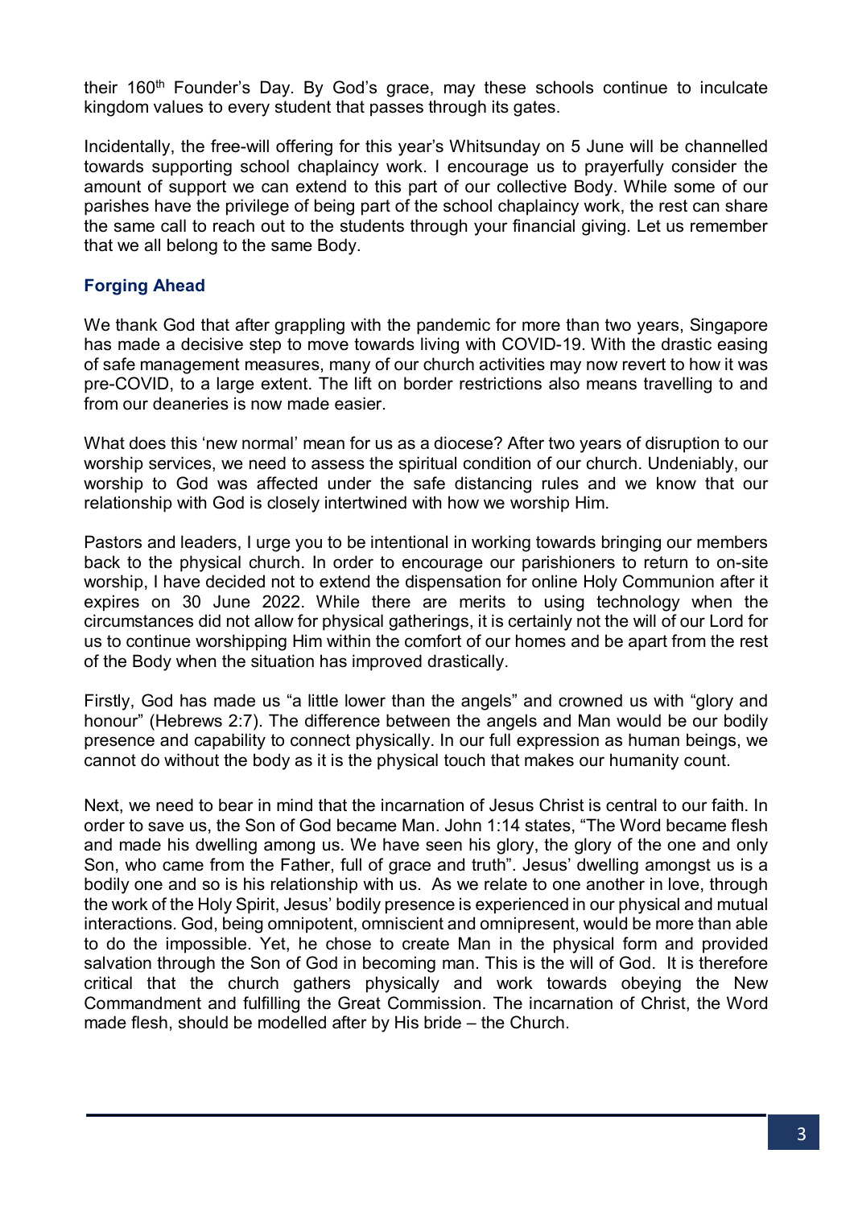their 160th Founder's Day. By God's grace, may these schools continue to inculcate kingdom values to every student that passes through its gates.

Incidentally, the free-will offering for this year's Whitsunday on 5 June will be channelled towards supporting school chaplaincy work. I encourage us to prayerfully consider the amount of support we can extend to this part of our collective Body. While some of our parishes have the privilege of being part of the school chaplaincy work, the rest can share the same call to reach out to the students through your financial giving. Let us remember that we all belong to the same Body.

### Forging Ahead

We thank God that after grappling with the pandemic for more than two years, Singapore has made a decisive step to move towards living with COVID-19. With the drastic easing of safe management measures, many of our church activities may now revert to how it was pre-COVID, to a large extent. The lift on border restrictions also means travelling to and from our deaneries is now made easier.

What does this 'new normal' mean for us as a diocese? After two years of disruption to our worship services, we need to assess the spiritual condition of our church. Undeniably, our worship to God was affected under the safe distancing rules and we know that our relationship with God is closely intertwined with how we worship Him.

Pastors and leaders, I urge you to be intentional in working towards bringing our members back to the physical church. In order to encourage our parishioners to return to on-site worship, I have decided not to extend the dispensation for online Holy Communion after it expires on 30 June 2022. While there are merits to using technology when the circumstances did not allow for physical gatherings, it is certainly not the will of our Lord for us to continue worshipping Him within the comfort of our homes and be apart from the rest of the Body when the situation has improved drastically.

Firstly, God has made us "a little lower than the angels" and crowned us with "glory and honour" (Hebrews 2:7). The difference between the angels and Man would be our bodily presence and capability to connect physically. In our full expression as human beings, we cannot do without the body as it is the physical touch that makes our humanity count.

Next, we need to bear in mind that the incarnation of Jesus Christ is central to our faith. In order to save us, the Son of God became Man. John 1:14 states, "The Word became flesh and made his dwelling among us. We have seen his glory, the glory of the one and only Son, who came from the Father, full of grace and truth". Jesus' dwelling amongst us is a bodily one and so is his relationship with us. As we relate to one another in love, through the work of the Holy Spirit, Jesus' bodily presence is experienced in our physical and mutual interactions. God, being omnipotent, omniscient and omnipresent, would be more than able to do the impossible. Yet, he chose to create Man in the physical form and provided salvation through the Son of God in becoming man. This is the will of God. It is therefore critical that the church gathers physically and work towards obeying the New Commandment and fulfilling the Great Commission. The incarnation of Christ, the Word made flesh, should be modelled after by His bride – the Church.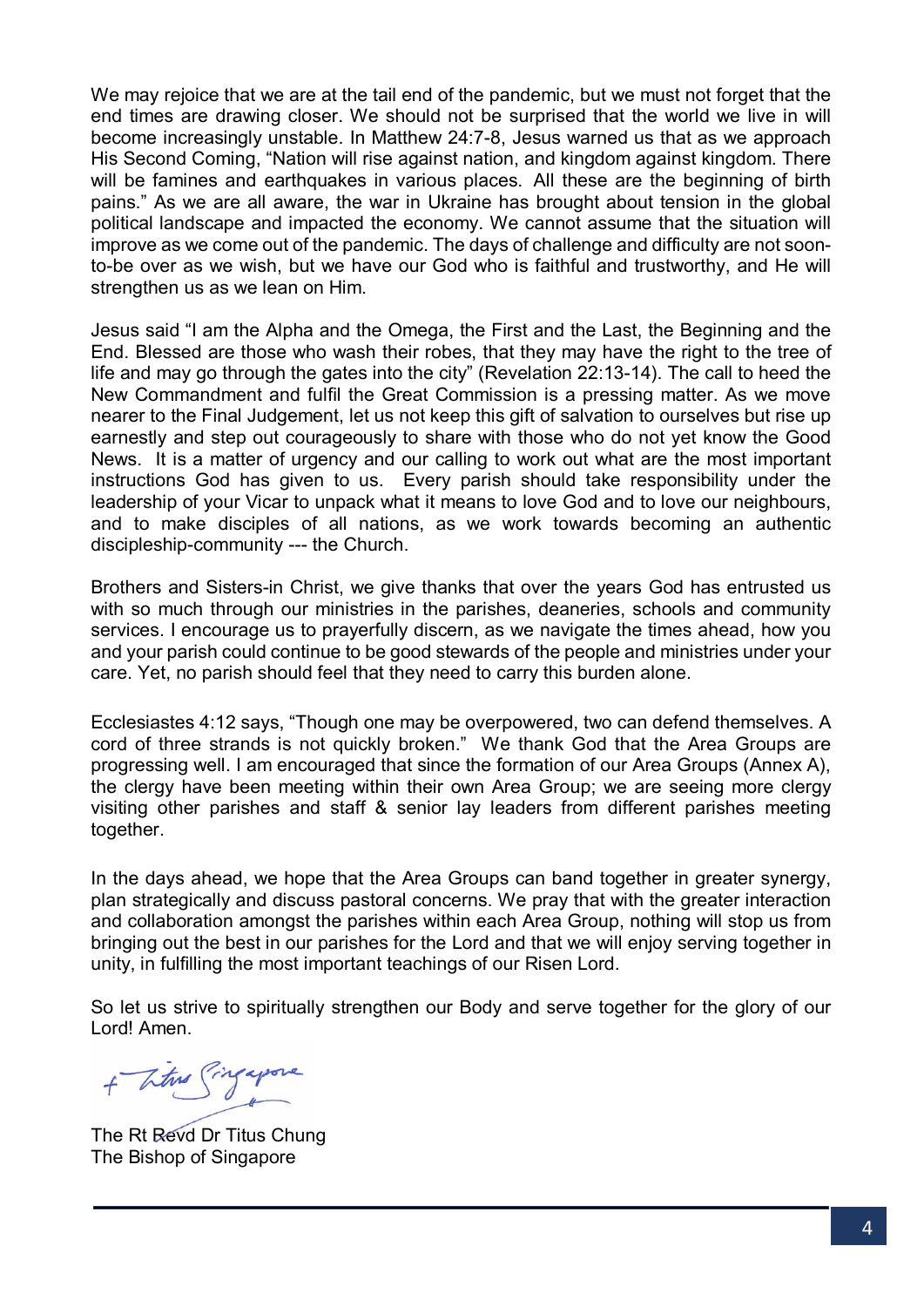We may rejoice that we are at the tail end of the pandemic, but we must not forget that the end times are drawing closer. We should not be surprised that the world we live in will become increasingly unstable. In Matthew 24:7-8, Jesus warned us that as we approach His Second Coming, "Nation will rise against nation, and kingdom against kingdom. There will be famines and earthquakes in various places. All these are the beginning of birth pains." As we are all aware, the war in Ukraine has brought about tension in the global political landscape and impacted the economy. We cannot assume that the situation will improve as we come out of the pandemic. The days of challenge and difficulty are not soon-to-be over as we wish, but we have our God who is faithful and trustworthy, and He will strengthen us as we lean on Him.

Jesus said "I am the Alpha and the Omega, the First and the Last, the Beginning and the End. Blessed are those who wash their robes, that they may have the right to the tree of life and may go through the gates into the city" (Revelation 22:13-14). The call to heed the New Commandment and fulfil the Great Commission is a pressing matter. As we move nearer to the Final Judgement, let us not keep this gift of salvation to ourselves but rise up earnestly and step out courageously to share with those who do not yet know the Good News. It is a matter of urgency and our calling to work out what are the most important instructions God has given to us. Every parish should take responsibility under the leadership of your Vicar to unpack what it means to love God and to love our neighbours, and to make disciples of all nations, as we work towards becoming an authentic discipleship-community --- the Church.

Brothers and Sisters-in Christ, we give thanks that over the years God has entrusted us with so much through our ministries in the parishes, deaneries, schools and community services. I encourage us to prayerfully discern, as we navigate the times ahead, how you and your parish could continue to be good stewards of the people and ministries under your care. Yet, no parish should feel that they need to carry this burden alone.

Ecclesiastes 4:12 says, "Though one may be overpowered, two can defend themselves. A cord of three strands is not quickly broken." We thank God that the Area Groups are progressing well. I am encouraged that since the formation of our Area Groups (Annex A), the clergy have been meeting within their own Area Group; we are seeing more clergy visiting other parishes and staff & senior lay leaders from different parishes meeting together.

In the days ahead, we hope that the Area Groups can band together in greater synergy, plan strategically and discuss pastoral concerns. We pray that with the greater interaction and collaboration amongst the parishes within each Area Group, nothing will stop us from bringing out the best in our parishes for the Lord and that we will enjoy serving together in unity, in fulfilling the most important teachings of our Risen Lord.

So let us strive to spiritually strengthen our Body and serve together for the glory of our Lord! Amen.

+ Titus Singapore

The Rt Revd Dr Titus Chung
The Bishop of Singapore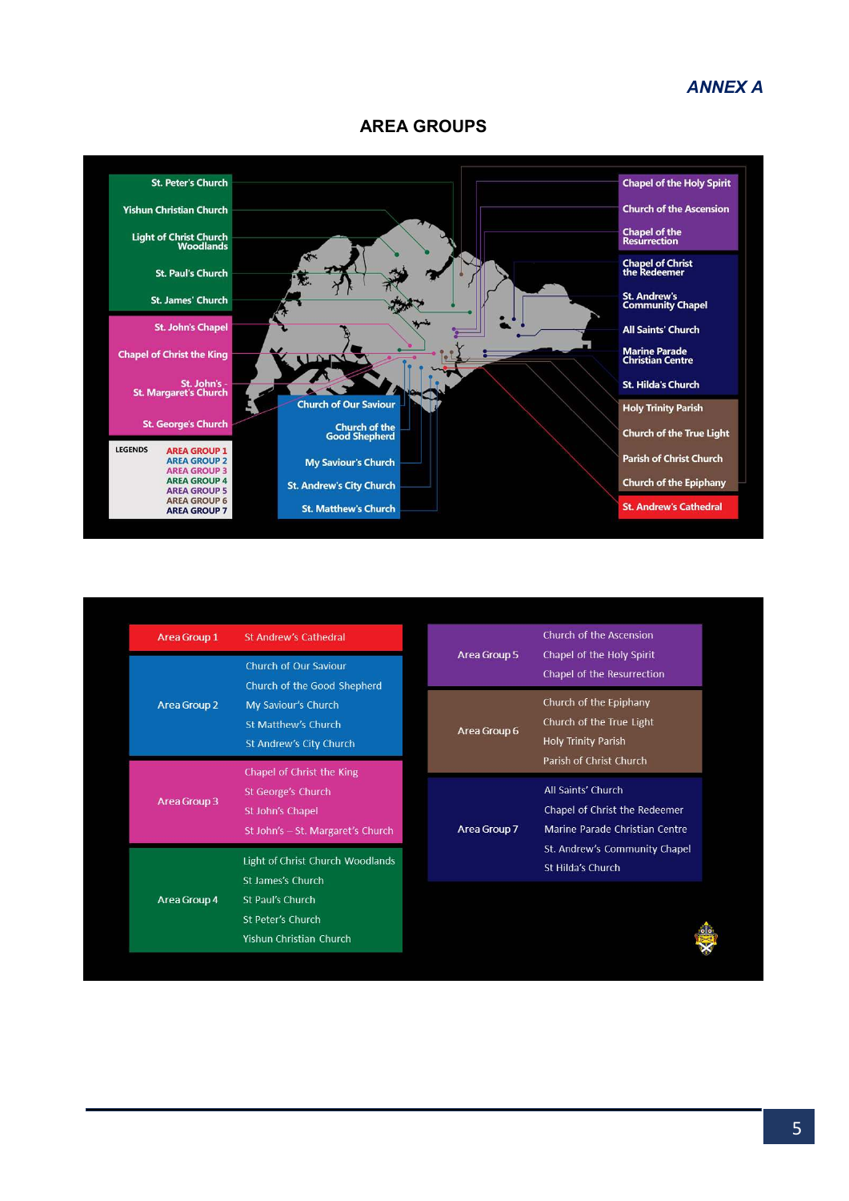*ANNEX A*

## AREA GROUPS

St. Peter's Church
Yishun Christian Church
Light of Christ Church Woodlands
St. Paul's Church
St. James' Church
St. John's Chapel
Chapel of Christ the King
St. John's - St. Margaret's Church
St. George's Church

LEGENDS
AREA GROUP 1
AREA GROUP 2
AREA GROUP 3
AREA GROUP 4
AREA GROUP 5
AREA GROUP 6
AREA GROUP 7

Church of Our Saviour
Church of the Good Shepherd
My Saviour's Church
St. Andrew's City Church
St. Matthew's Church

Chapel of the Holy Spirit
Church of the Ascension
Chapel of the Resurrection
Chapel of Christ the Redeemer
St. Andrew's Community Chapel
All Saints' Church
Marine Parade Christian Centre
St. Hilda's Church
Holy Trinity Parish
Church of the True Light
Parish of Christ Church
Church of the Epiphany
St. Andrew's Cathedral

| | |
|---|---|
| Area Group 1 | St Andrew's Cathedral |
| Area Group 2 | Church of Our Saviour<br>Church of the Good Shepherd<br>My Saviour's Church<br>St Matthew's Church<br>St Andrew's City Church |
| Area Group 3 | Chapel of Christ the King<br>St George's Church<br>St John's Chapel<br>St John's – St. Margaret's Church |
| Area Group 4 | Light of Christ Church Woodlands<br>St James's Church<br>St Paul's Church<br>St Peter's Church<br>Yishun Christian Church |
| Area Group 5 | Church of the Ascension<br>Chapel of the Holy Spirit<br>Chapel of the Resurrection |
| Area Group 6 | Church of the Epiphany<br>Church of the True Light<br>Holy Trinity Parish<br>Parish of Christ Church |
| Area Group 7 | All Saints' Church<br>Chapel of Christ the Redeemer<br>Marine Parade Christian Centre<br>St. Andrew's Community Chapel<br>St Hilda's Church |